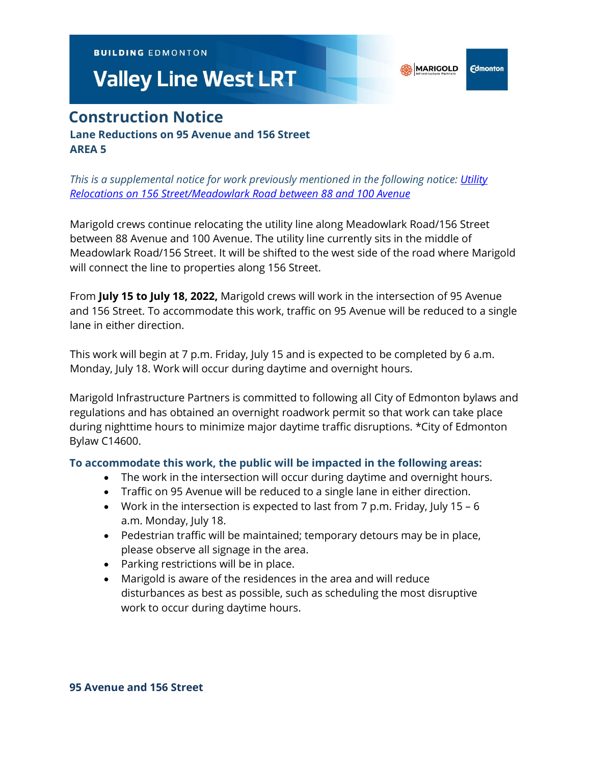BUILDING EDMONTON

# Valley Line West LRT

## Construction Notice

### Lane Reductions on 95 Avenue and 156 Street
### AREA 5

*This is a supplemental notice for work previously mentioned in the following notice: Utility Relocations on 156 Street/Meadowlark Road between 88 and 100 Avenue*

Marigold crews continue relocating the utility line along Meadowlark Road/156 Street between 88 Avenue and 100 Avenue. The utility line currently sits in the middle of Meadowlark Road/156 Street. It will be shifted to the west side of the road where Marigold will connect the line to properties along 156 Street.

From **July 15 to July 18, 2022,** Marigold crews will work in the intersection of 95 Avenue and 156 Street. To accommodate this work, traffic on 95 Avenue will be reduced to a single lane in either direction.

This work will begin at 7 p.m. Friday, July 15 and is expected to be completed by 6 a.m. Monday, July 18. Work will occur during daytime and overnight hours.

Marigold Infrastructure Partners is committed to following all City of Edmonton bylaws and regulations and has obtained an overnight roadwork permit so that work can take place during nighttime hours to minimize major daytime traffic disruptions. *City of Edmonton Bylaw C14600.

**To accommodate this work, the public will be impacted in the following areas:**

- The work in the intersection will occur during daytime and overnight hours.
- Traffic on 95 Avenue will be reduced to a single lane in either direction.
- Work in the intersection is expected to last from 7 p.m. Friday, July 15 – 6 a.m. Monday, July 18.
- Pedestrian traffic will be maintained; temporary detours may be in place, please observe all signage in the area.
- Parking restrictions will be in place.
- Marigold is aware of the residences in the area and will reduce disturbances as best as possible, such as scheduling the most disruptive work to occur during daytime hours.

**95 Avenue and 156 Street**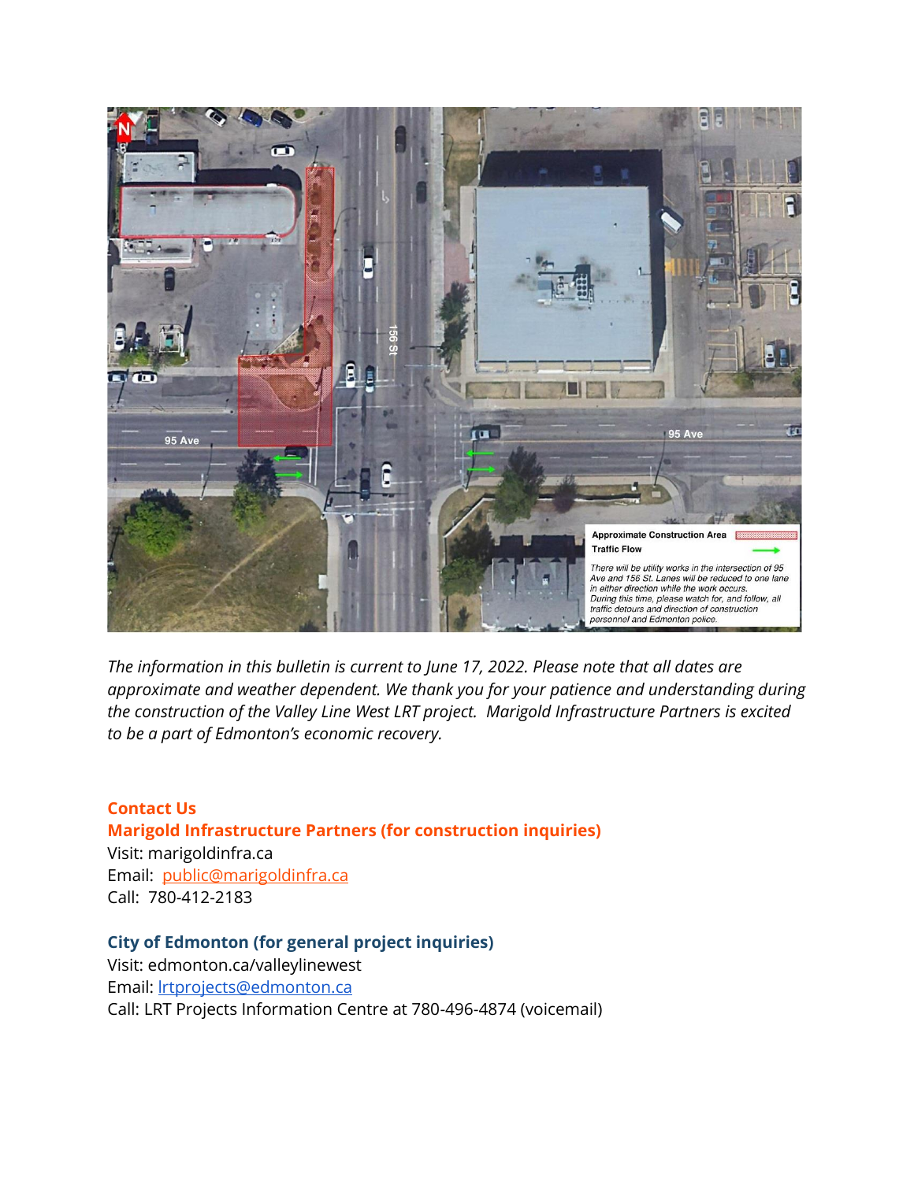*The information in this bulletin is current to June 17, 2022. Please note that all dates are approximate and weather dependent. We thank you for your patience and understanding during the construction of the Valley Line West LRT project. Marigold Infrastructure Partners is excited to be a part of Edmonton's economic recovery.*

**Contact Us**

**Marigold Infrastructure Partners (for construction inquiries)**

Visit: marigoldinfra.ca
Email: public@marigoldinfra.ca
Call: 780-412-2183

**City of Edmonton (for general project inquiries)**

Visit: edmonton.ca/valleylinewest
Email: lrtprojects@edmonton.ca
Call: LRT Projects Information Centre at 780-496-4874 (voicemail)